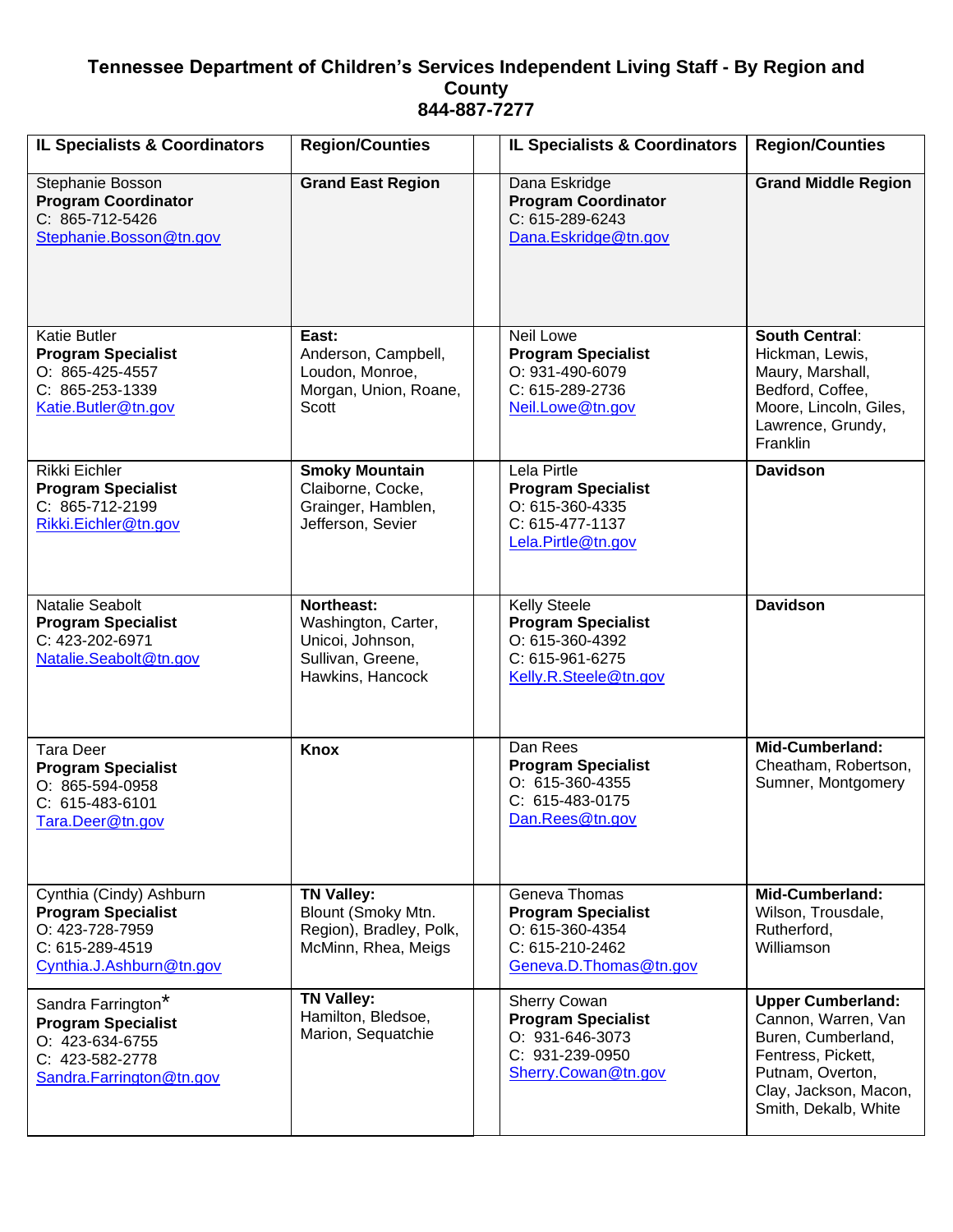# Tennessee Department of Children's Services Independent Living Staff - By Region and County
## 844-887-7277

| IL Specialists & Coordinators | Region/Counties | | IL Specialists & Coordinators | Region/Counties |
|---|---|---|---|---|
| Stephanie Bosson<br>**Program Coordinator**<br>C: 865-712-5426<br>Stephanie.Bosson@tn.gov | **Grand East Region** | | Dana Eskridge<br>**Program Coordinator**<br>C: 615-289-6243<br>Dana.Eskridge@tn.gov | **Grand Middle Region** |
| Katie Butler<br>**Program Specialist**<br>O: 865-425-4557<br>C: 865-253-1339<br>Katie.Butler@tn.gov | **East:**<br>Anderson, Campbell, Loudon, Monroe, Morgan, Union, Roane, Scott | | Neil Lowe<br>**Program Specialist**<br>O: 931-490-6079<br>C: 615-289-2736<br>Neil.Lowe@tn.gov | **South Central**:<br>Hickman, Lewis, Maury, Marshall, Bedford, Coffee, Moore, Lincoln, Giles, Lawrence, Grundy, Franklin |
| Rikki Eichler<br>**Program Specialist**<br>C: 865-712-2199<br>Rikki.Eichler@tn.gov | **Smoky Mountain**<br>Claiborne, Cocke, Grainger, Hamblen, Jefferson, Sevier | | Lela Pirtle<br>**Program Specialist**<br>O: 615-360-4335<br>C: 615-477-1137<br>Lela.Pirtle@tn.gov | **Davidson** |
| Natalie Seabolt<br>**Program Specialist**<br>C: 423-202-6971<br>Natalie.Seabolt@tn.gov | **Northeast:**<br>Washington, Carter, Unicoi, Johnson, Sullivan, Greene, Hawkins, Hancock | | Kelly Steele<br>**Program Specialist**<br>O: 615-360-4392<br>C: 615-961-6275<br>Kelly.R.Steele@tn.gov | **Davidson** |
| Tara Deer<br>**Program Specialist**<br>O: 865-594-0958<br>C: 615-483-6101<br>Tara.Deer@tn.gov | **Knox** | | Dan Rees<br>**Program Specialist**<br>O: 615-360-4355<br>C: 615-483-0175<br>Dan.Rees@tn.gov | **Mid-Cumberland:**<br>Cheatham, Robertson, Sumner, Montgomery |
| Cynthia (Cindy) Ashburn<br>**Program Specialist**<br>O: 423-728-7959<br>C: 615-289-4519<br>Cynthia.J.Ashburn@tn.gov | **TN Valley:**<br>Blount (Smoky Mtn. Region), Bradley, Polk, McMinn, Rhea, Meigs | | Geneva Thomas<br>**Program Specialist**<br>O: 615-360-4354<br>C: 615-210-2462<br>Geneva.D.Thomas@tn.gov | **Mid-Cumberland:**<br>Wilson, Trousdale, Rutherford, Williamson |
| Sandra Farrington*<br>**Program Specialist**<br>O: 423-634-6755<br>C: 423-582-2778<br>Sandra.Farrington@tn.gov | **TN Valley:**<br>Hamilton, Bledsoe, Marion, Sequatchie | | Sherry Cowan<br>**Program Specialist**<br>O: 931-646-3073<br>C: 931-239-0950<br>Sherry.Cowan@tn.gov | **Upper Cumberland:**<br>Cannon, Warren, Van Buren, Cumberland, Fentress, Pickett, Putnam, Overton, Clay, Jackson, Macon, Smith, Dekalb, White |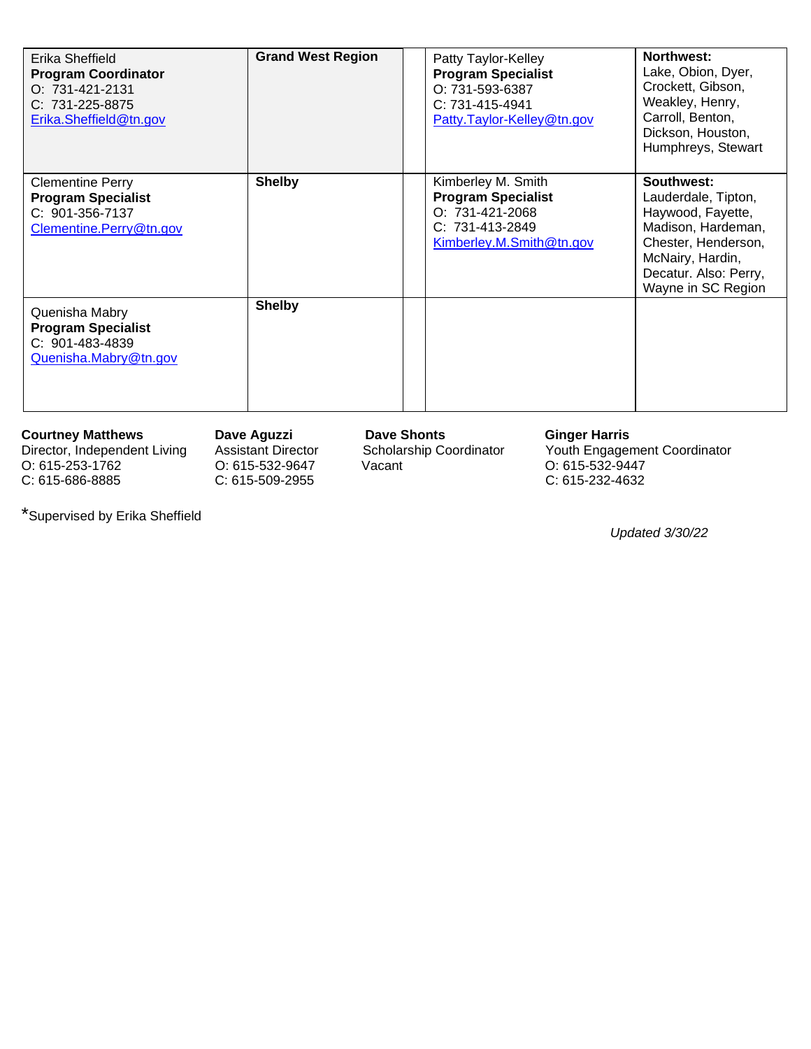| | | | | |
|---|---|---|---|---|
| Erika Sheffield<br>**Program Coordinator**<br>O: 731-421-2131<br>C: 731-225-8875<br>Erika.Sheffield@tn.gov | **Grand West Region** | | Patty Taylor-Kelley<br>**Program Specialist**<br>O: 731-593-6387<br>C: 731-415-4941<br>Patty.Taylor-Kelley@tn.gov | **Northwest:**<br>Lake, Obion, Dyer, Crockett, Gibson, Weakley, Henry, Carroll, Benton, Dickson, Houston, Humphreys, Stewart |
| Clementine Perry<br>**Program Specialist**<br>C: 901-356-7137<br>Clementine.Perry@tn.gov | **Shelby** | | Kimberley M. Smith<br>**Program Specialist**<br>O: 731-421-2068<br>C: 731-413-2849<br>Kimberley.M.Smith@tn.gov | **Southwest:**<br>Lauderdale, Tipton, Haywood, Fayette, Madison, Hardeman, Chester, Henderson, McNairy, Hardin, Decatur. Also: Perry, Wayne in SC Region |
| Quenisha Mabry<br>**Program Specialist**<br>C: 901-483-4839<br>Quenisha.Mabry@tn.gov | **Shelby** | | | |

**Courtney Matthews**
Director, Independent Living
O: 615-253-1762
C: 615-686-8885

**Dave Aguzzi**
Assistant Director
O: 615-532-9647
C: 615-509-2955

**Dave Shonts**
Scholarship Coordinator
Vacant

**Ginger Harris**
Youth Engagement Coordinator
O: 615-532-9447
C: 615-232-4632

*Supervised by Erika Sheffield

*Updated 3/30/22*